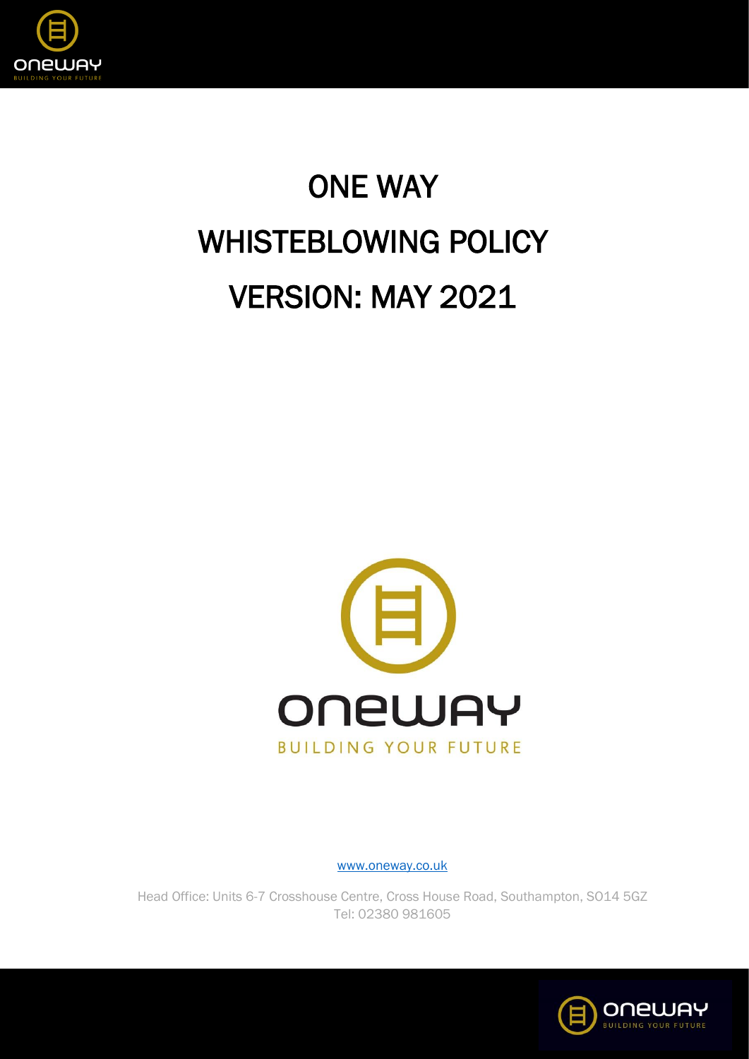# ONE WAY
# WHISTEBLOWING POLICY
# VERSION: MAY 2021

www.oneway.co.uk

Head Office: Units 6-7 Crosshouse Centre, Cross House Road, Southampton, SO14 5GZ
Tel: 02380 981605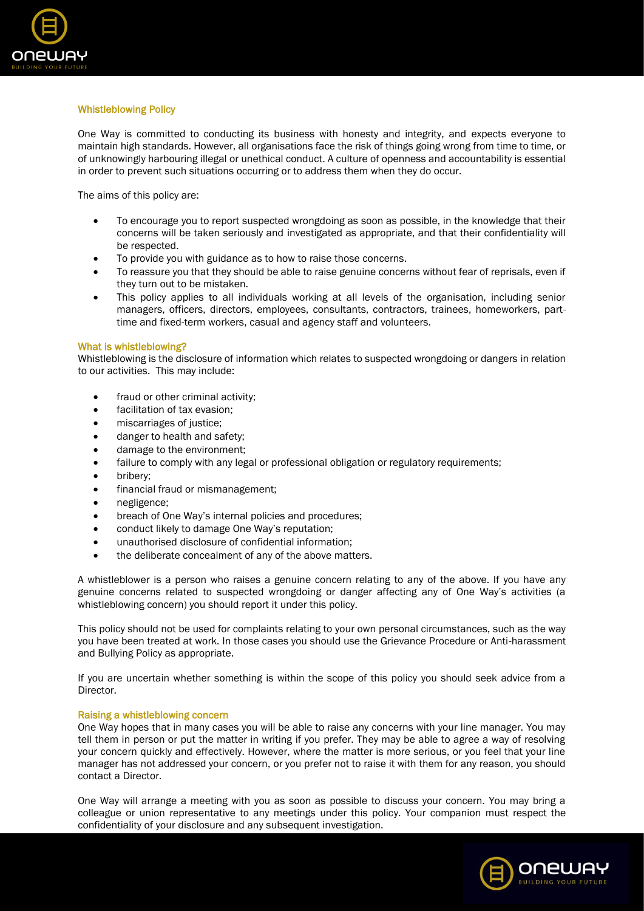## Whistleblowing Policy

One Way is committed to conducting its business with honesty and integrity, and expects everyone to maintain high standards. However, all organisations face the risk of things going wrong from time to time, or of unknowingly harbouring illegal or unethical conduct. A culture of openness and accountability is essential in order to prevent such situations occurring or to address them when they do occur.

The aims of this policy are:

- To encourage you to report suspected wrongdoing as soon as possible, in the knowledge that their concerns will be taken seriously and investigated as appropriate, and that their confidentiality will be respected.
- To provide you with guidance as to how to raise those concerns.
- To reassure you that they should be able to raise genuine concerns without fear of reprisals, even if they turn out to be mistaken.
- This policy applies to all individuals working at all levels of the organisation, including senior managers, officers, directors, employees, consultants, contractors, trainees, homeworkers, part-time and fixed-term workers, casual and agency staff and volunteers.

### What is whistleblowing?

Whistleblowing is the disclosure of information which relates to suspected wrongdoing or dangers in relation to our activities. This may include:

- fraud or other criminal activity;
- facilitation of tax evasion;
- miscarriages of justice;
- danger to health and safety;
- damage to the environment;
- failure to comply with any legal or professional obligation or regulatory requirements;
- bribery;
- financial fraud or mismanagement;
- negligence;
- breach of One Way's internal policies and procedures;
- conduct likely to damage One Way's reputation;
- unauthorised disclosure of confidential information;
- the deliberate concealment of any of the above matters.

A whistleblower is a person who raises a genuine concern relating to any of the above. If you have any genuine concerns related to suspected wrongdoing or danger affecting any of One Way's activities (a whistleblowing concern) you should report it under this policy.

This policy should not be used for complaints relating to your own personal circumstances, such as the way you have been treated at work. In those cases you should use the Grievance Procedure or Anti-harassment and Bullying Policy as appropriate.

If you are uncertain whether something is within the scope of this policy you should seek advice from a Director.

### Raising a whistleblowing concern

One Way hopes that in many cases you will be able to raise any concerns with your line manager. You may tell them in person or put the matter in writing if you prefer. They may be able to agree a way of resolving your concern quickly and effectively. However, where the matter is more serious, or you feel that your line manager has not addressed your concern, or you prefer not to raise it with them for any reason, you should contact a Director.

One Way will arrange a meeting with you as soon as possible to discuss your concern. You may bring a colleague or union representative to any meetings under this policy. Your companion must respect the confidentiality of your disclosure and any subsequent investigation.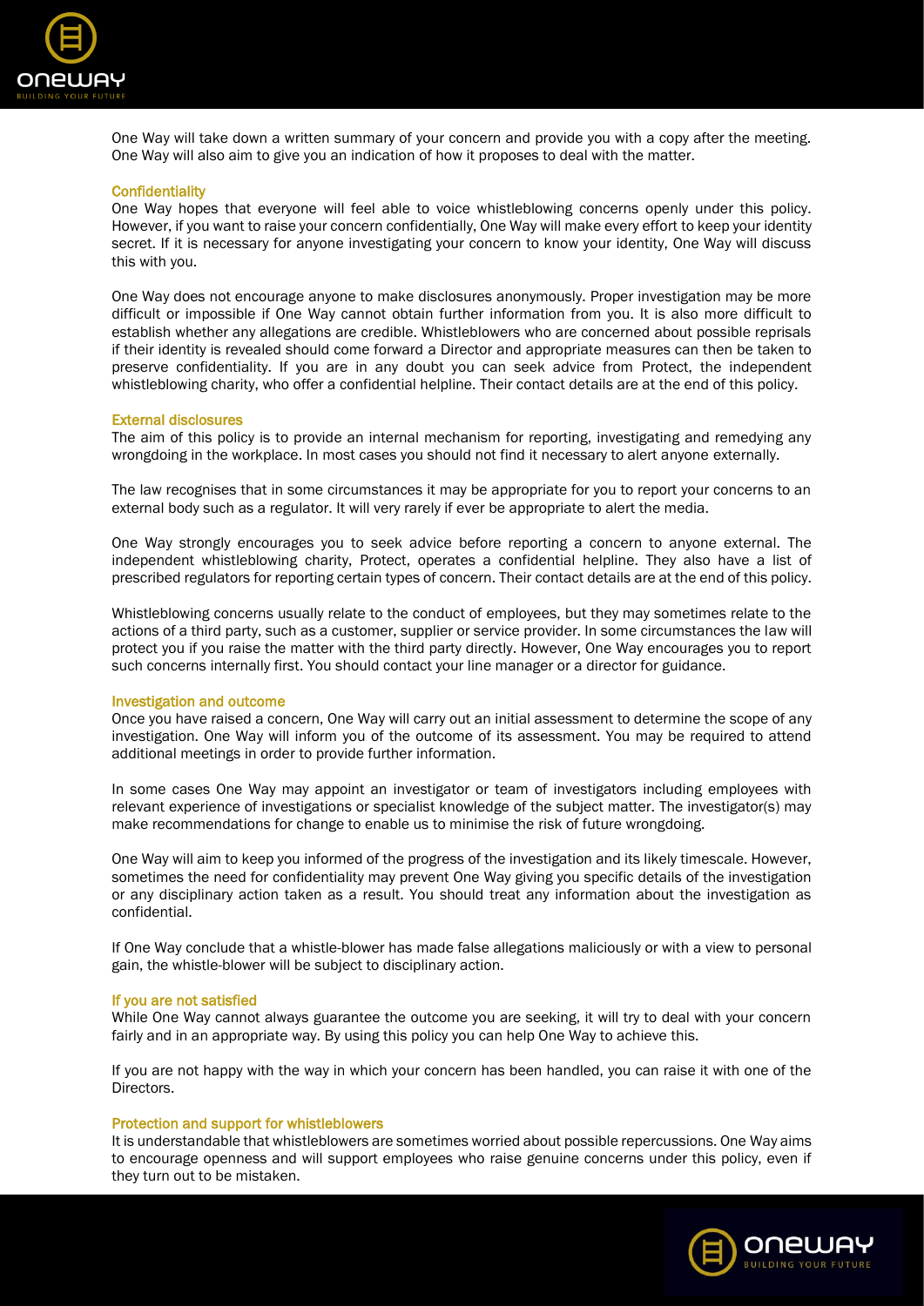One Way will take down a written summary of your concern and provide you with a copy after the meeting. One Way will also aim to give you an indication of how it proposes to deal with the matter.

## Confidentiality

One Way hopes that everyone will feel able to voice whistleblowing concerns openly under this policy. However, if you want to raise your concern confidentially, One Way will make every effort to keep your identity secret. If it is necessary for anyone investigating your concern to know your identity, One Way will discuss this with you.

One Way does not encourage anyone to make disclosures anonymously. Proper investigation may be more difficult or impossible if One Way cannot obtain further information from you. It is also more difficult to establish whether any allegations are credible. Whistleblowers who are concerned about possible reprisals if their identity is revealed should come forward a Director and appropriate measures can then be taken to preserve confidentiality. If you are in any doubt you can seek advice from Protect, the independent whistleblowing charity, who offer a confidential helpline. Their contact details are at the end of this policy.

## External disclosures

The aim of this policy is to provide an internal mechanism for reporting, investigating and remedying any wrongdoing in the workplace. In most cases you should not find it necessary to alert anyone externally.

The law recognises that in some circumstances it may be appropriate for you to report your concerns to an external body such as a regulator. It will very rarely if ever be appropriate to alert the media.

One Way strongly encourages you to seek advice before reporting a concern to anyone external. The independent whistleblowing charity, Protect, operates a confidential helpline. They also have a list of prescribed regulators for reporting certain types of concern. Their contact details are at the end of this policy.

Whistleblowing concerns usually relate to the conduct of employees, but they may sometimes relate to the actions of a third party, such as a customer, supplier or service provider. In some circumstances the law will protect you if you raise the matter with the third party directly. However, One Way encourages you to report such concerns internally first. You should contact your line manager or a director for guidance.

## Investigation and outcome

Once you have raised a concern, One Way will carry out an initial assessment to determine the scope of any investigation. One Way will inform you of the outcome of its assessment. You may be required to attend additional meetings in order to provide further information.

In some cases One Way may appoint an investigator or team of investigators including employees with relevant experience of investigations or specialist knowledge of the subject matter. The investigator(s) may make recommendations for change to enable us to minimise the risk of future wrongdoing.

One Way will aim to keep you informed of the progress of the investigation and its likely timescale. However, sometimes the need for confidentiality may prevent One Way giving you specific details of the investigation or any disciplinary action taken as a result. You should treat any information about the investigation as confidential.

If One Way conclude that a whistle-blower has made false allegations maliciously or with a view to personal gain, the whistle-blower will be subject to disciplinary action.

## If you are not satisfied

While One Way cannot always guarantee the outcome you are seeking, it will try to deal with your concern fairly and in an appropriate way. By using this policy you can help One Way to achieve this.

If you are not happy with the way in which your concern has been handled, you can raise it with one of the Directors.

## Protection and support for whistleblowers

It is understandable that whistleblowers are sometimes worried about possible repercussions. One Way aims to encourage openness and will support employees who raise genuine concerns under this policy, even if they turn out to be mistaken.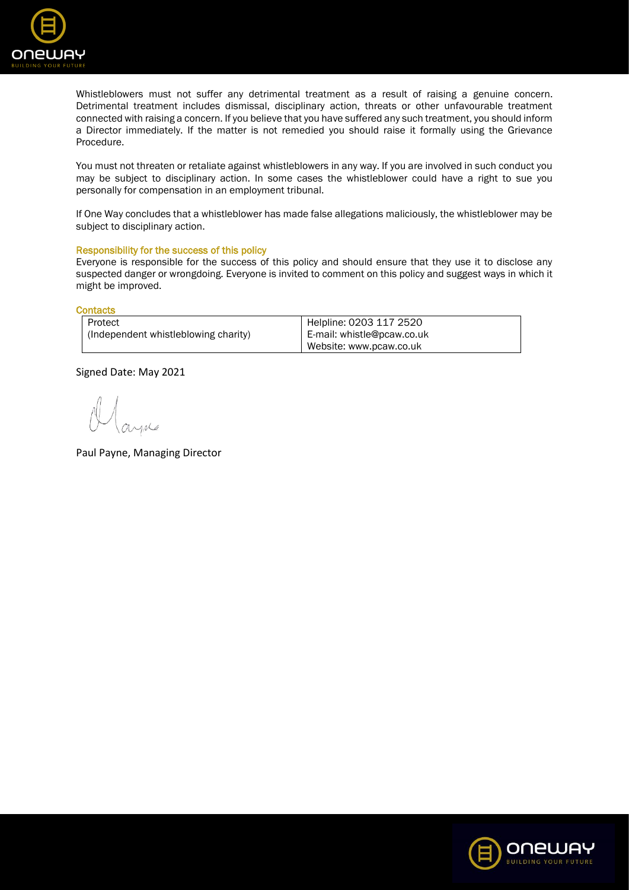Whistleblowers must not suffer any detrimental treatment as a result of raising a genuine concern. Detrimental treatment includes dismissal, disciplinary action, threats or other unfavourable treatment connected with raising a concern. If you believe that you have suffered any such treatment, you should inform a Director immediately. If the matter is not remedied you should raise it formally using the Grievance Procedure.

You must not threaten or retaliate against whistleblowers in any way. If you are involved in such conduct you may be subject to disciplinary action. In some cases the whistleblower could have a right to sue you personally for compensation in an employment tribunal.

If One Way concludes that a whistleblower has made false allegations maliciously, the whistleblower may be subject to disciplinary action.

### Responsibility for the success of this policy

Everyone is responsible for the success of this policy and should ensure that they use it to disclose any suspected danger or wrongdoing. Everyone is invited to comment on this policy and suggest ways in which it might be improved.

### Contacts

| | |
|---|---|
| Protect<br>(Independent whistleblowing charity) | Helpline: 0203 117 2520<br>E-mail: whistle@pcaw.co.uk<br>Website: www.pcaw.co.uk |

Signed Date: May 2021

Paul Payne, Managing Director